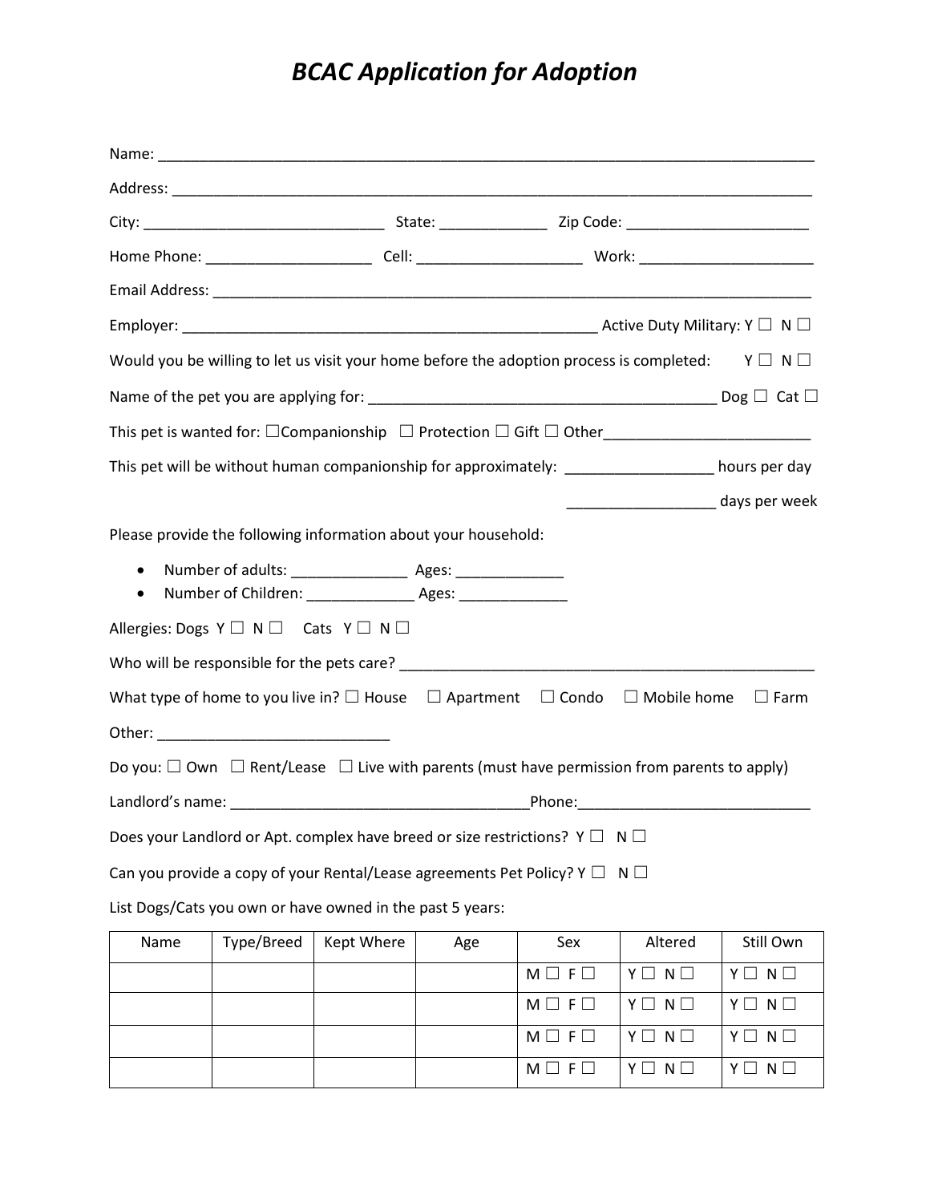# *BCAC Application for Adoption*

Name: ______________________________________________________________________________

Address: ____________________________________________________________________________

City: ____________________________ State: _____________ Zip Code: ______________________

Home Phone: ___________________ Cell: ___________________ Work: ____________________

Email Address: _______________________________________________________________________

Employer: _______________________________________________ Active Duty Military: Y ☐ N ☐

Would you be willing to let us visit your home before the adoption process is completed: Y ☐ N ☐

Name of the pet you are applying for: _________________________________________ Dog ☐ Cat ☐

This pet is wanted for: ☐Companionship ☐ Protection ☐ Gift ☐ Other________________________

This pet will be without human companionship for approximately: _________________ hours per day

_________________ days per week

Please provide the following information about your household:

- Number of adults: _____________ Ages: _____________
- Number of Children: _____________ Ages: _____________

Allergies: Dogs Y ☐ N ☐ Cats Y ☐ N ☐

Who will be responsible for the pets care? __________________________________________________

What type of home to you live in? ☐ House ☐ Apartment ☐ Condo ☐ Mobile home ☐ Farm

Other: ____________________________

Do you: ☐ Own ☐ Rent/Lease ☐ Live with parents (must have permission from parents to apply)

Landlord's name: ____________________________________Phone:____________________________

Does your Landlord or Apt. complex have breed or size restrictions? Y ☐ N ☐

Can you provide a copy of your Rental/Lease agreements Pet Policy? Y ☐ N ☐

List Dogs/Cats you own or have owned in the past 5 years:

| Name | Type/Breed | Kept Where | Age | Sex | Altered | Still Own |
|---|---|---|---|---|---|---|
| | | | | M ☐ F ☐ | Y ☐ N ☐ | Y ☐ N ☐ |
| | | | | M ☐ F ☐ | Y ☐ N ☐ | Y ☐ N ☐ |
| | | | | M ☐ F ☐ | Y ☐ N ☐ | Y ☐ N ☐ |
| | | | | M ☐ F ☐ | Y ☐ N ☐ | Y ☐ N ☐ |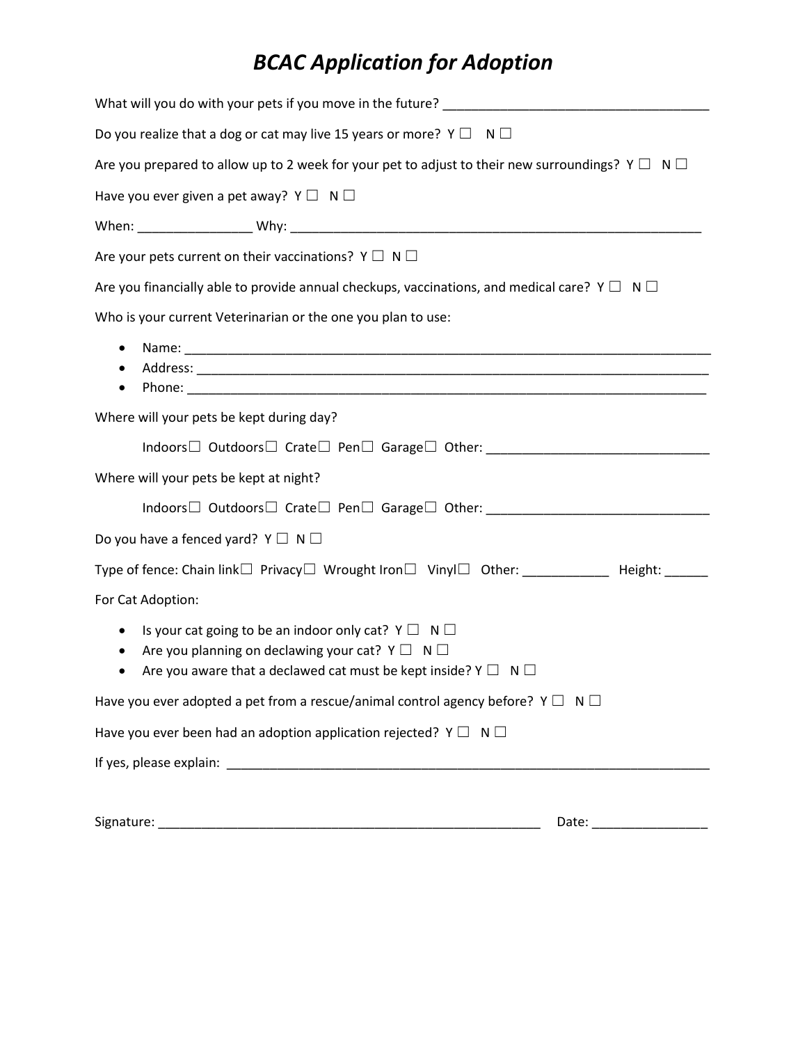# *BCAC Application for Adoption*

What will you do with your pets if you move in the future? ______________________________________

Do you realize that a dog or cat may live 15 years or more? Y ☐ N ☐

Are you prepared to allow up to 2 week for your pet to adjust to their new surroundings? Y ☐ N ☐

Have you ever given a pet away? Y ☐ N ☐

When: ________________ Why: ___________________________________________________________

Are your pets current on their vaccinations? Y ☐ N ☐

Are you financially able to provide annual checkups, vaccinations, and medical care? Y ☐ N ☐

Who is your current Veterinarian or the one you plan to use:

- Name: ___________________________________________________________________________
- Address: _________________________________________________________________________
- Phone: ___________________________________________________________________________

Where will your pets be kept during day?

Indoors☐ Outdoors☐ Crate☐ Pen☐ Garage☐ Other: _______________________________

Where will your pets be kept at night?

Indoors☐ Outdoors☐ Crate☐ Pen☐ Garage☐ Other: _______________________________

Do you have a fenced yard? Y ☐ N ☐

Type of fence: Chain link☐ Privacy☐ Wrought Iron☐ Vinyl☐ Other: ____________ Height: ______

For Cat Adoption:

- Is your cat going to be an indoor only cat? Y ☐ N ☐
- Are you planning on declawing your cat? Y ☐ N ☐
- Are you aware that a declawed cat must be kept inside? Y ☐ N ☐

Have you ever adopted a pet from a rescue/animal control agency before? Y ☐ N ☐

Have you ever been had an adoption application rejected? Y ☐ N ☐

If yes, please explain: ____________________________________________________________________

Signature: _______________________________________________________ Date: ________________